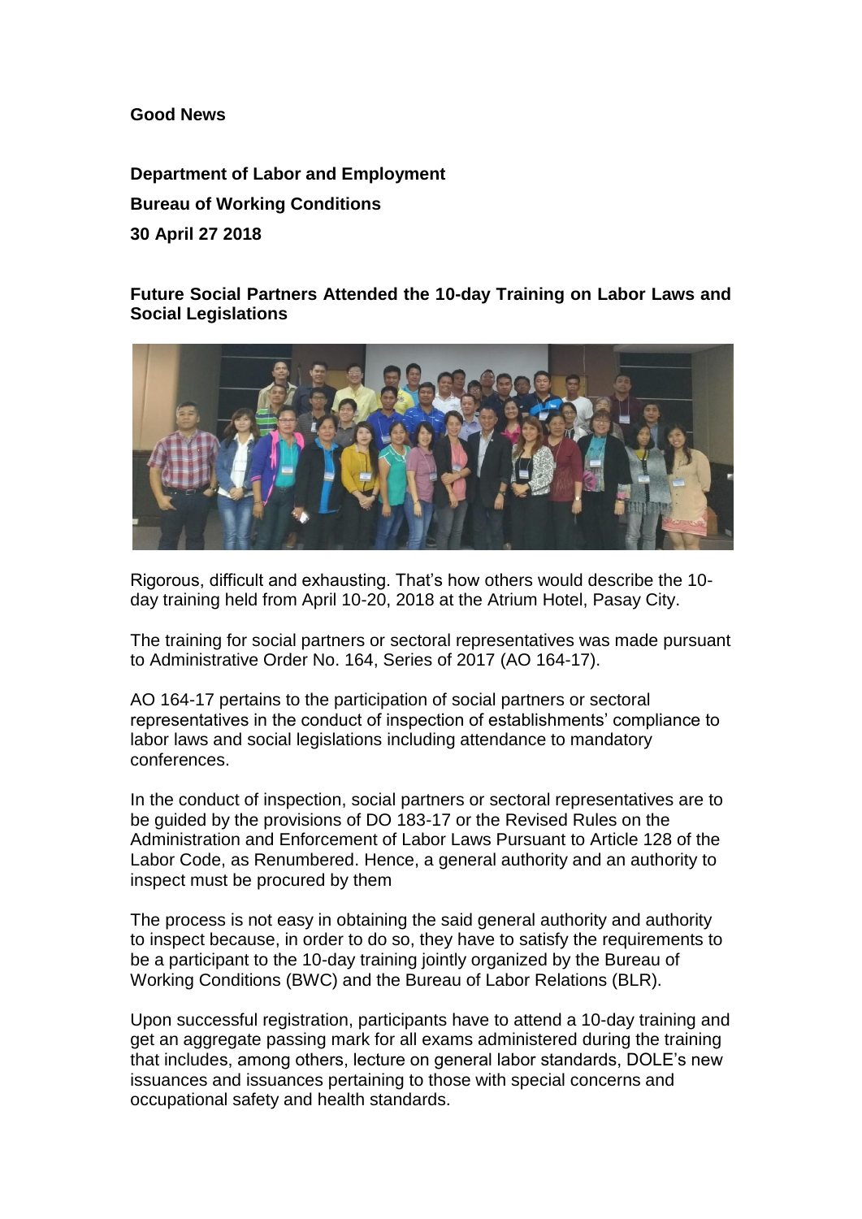**Good News**

**Department of Labor and Employment**

**Bureau of Working Conditions**

**30 April 27 2018**

## Future Social Partners Attended the 10-day Training on Labor Laws and Social Legislations

Rigorous, difficult and exhausting. That's how others would describe the 10-day training held from April 10-20, 2018 at the Atrium Hotel, Pasay City.

The training for social partners or sectoral representatives was made pursuant to Administrative Order No. 164, Series of 2017 (AO 164-17).

AO 164-17 pertains to the participation of social partners or sectoral representatives in the conduct of inspection of establishments' compliance to labor laws and social legislations including attendance to mandatory conferences.

In the conduct of inspection, social partners or sectoral representatives are to be guided by the provisions of DO 183-17 or the Revised Rules on the Administration and Enforcement of Labor Laws Pursuant to Article 128 of the Labor Code, as Renumbered. Hence, a general authority and an authority to inspect must be procured by them

The process is not easy in obtaining the said general authority and authority to inspect because, in order to do so, they have to satisfy the requirements to be a participant to the 10-day training jointly organized by the Bureau of Working Conditions (BWC) and the Bureau of Labor Relations (BLR).

Upon successful registration, participants have to attend a 10-day training and get an aggregate passing mark for all exams administered during the training that includes, among others, lecture on general labor standards, DOLE's new issuances and issuances pertaining to those with special concerns and occupational safety and health standards.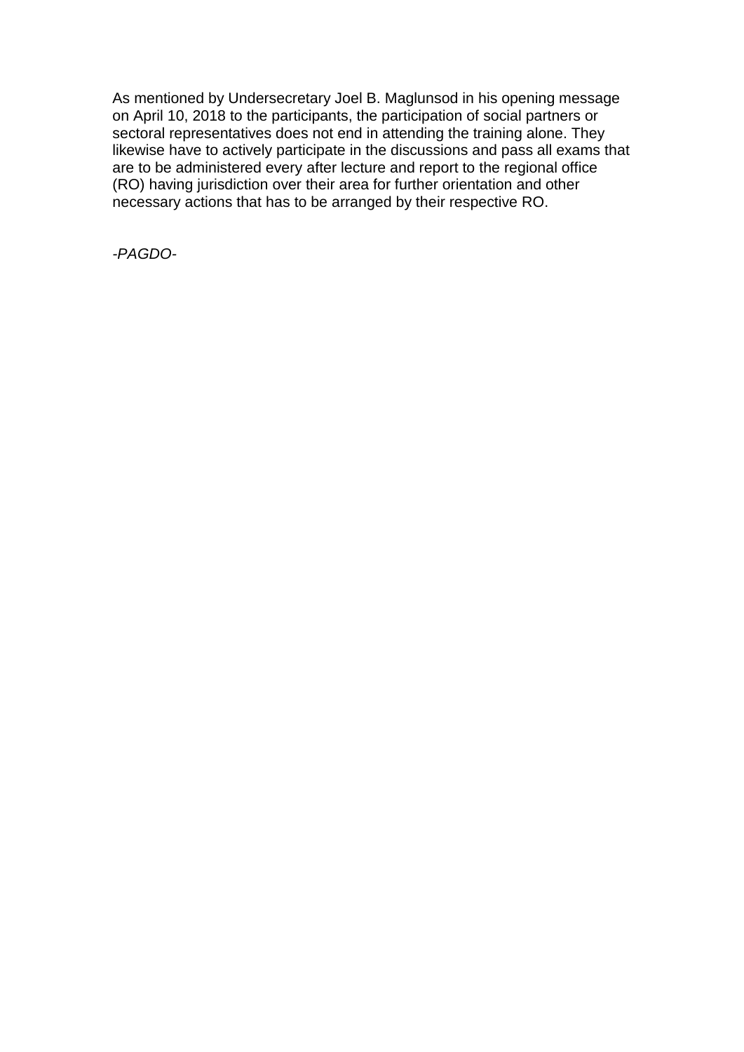As mentioned by Undersecretary Joel B. Maglunsod in his opening message on April 10, 2018 to the participants, the participation of social partners or sectoral representatives does not end in attending the training alone. They likewise have to actively participate in the discussions and pass all exams that are to be administered every after lecture and report to the regional office (RO) having jurisdiction over their area for further orientation and other necessary actions that has to be arranged by their respective RO.

*-PAGDO-*